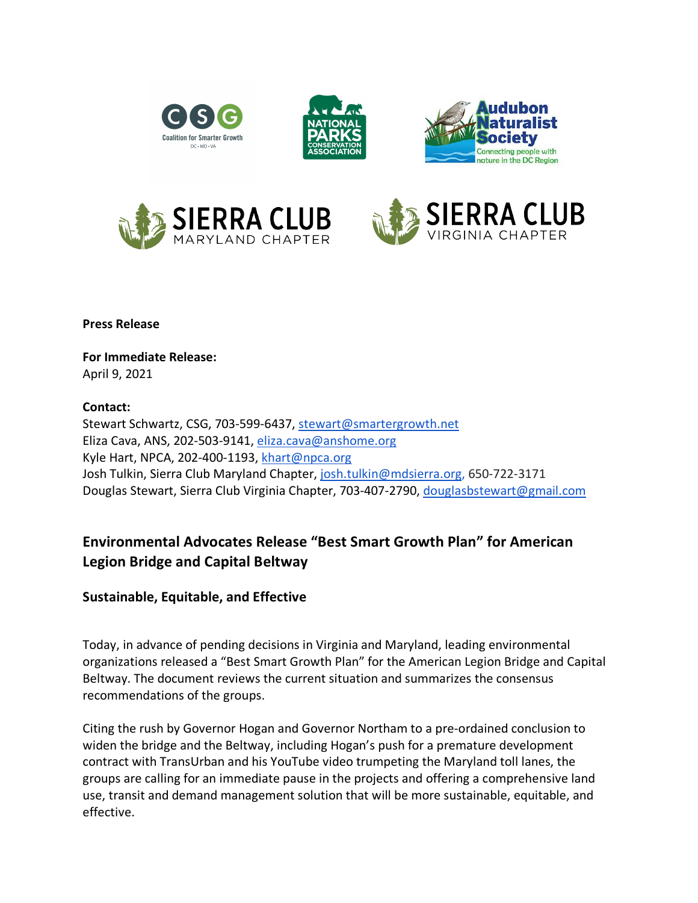**Press Release**

**For Immediate Release:**
April 9, 2021

**Contact:**
Stewart Schwartz, CSG, 703-599-6437, stewart@smartergrowth.net
Eliza Cava, ANS, 202-503-9141, eliza.cava@anshome.org
Kyle Hart, NPCA, 202-400-1193, khart@npca.org
Josh Tulkin, Sierra Club Maryland Chapter, josh.tulkin@mdsierra.org, 650-722-3171
Douglas Stewart, Sierra Club Virginia Chapter, 703-407-2790, douglasbstewart@gmail.com

## Environmental Advocates Release "Best Smart Growth Plan" for American Legion Bridge and Capital Beltway

### Sustainable, Equitable, and Effective

Today, in advance of pending decisions in Virginia and Maryland, leading environmental organizations released a "Best Smart Growth Plan" for the American Legion Bridge and Capital Beltway. The document reviews the current situation and summarizes the consensus recommendations of the groups.

Citing the rush by Governor Hogan and Governor Northam to a pre-ordained conclusion to widen the bridge and the Beltway, including Hogan's push for a premature development contract with TransUrban and his YouTube video trumpeting the Maryland toll lanes, the groups are calling for an immediate pause in the projects and offering a comprehensive land use, transit and demand management solution that will be more sustainable, equitable, and effective.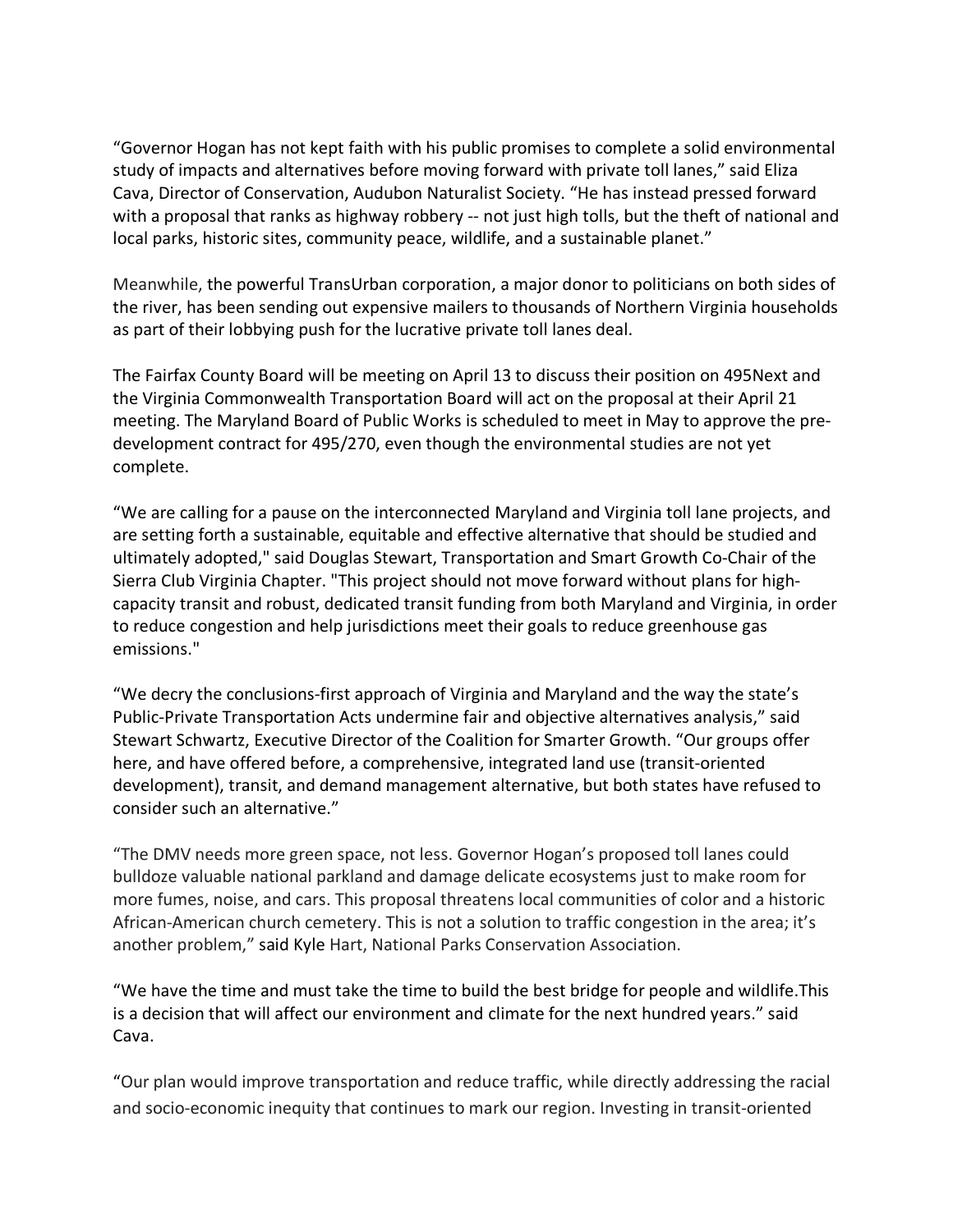"Governor Hogan has not kept faith with his public promises to complete a solid environmental study of impacts and alternatives before moving forward with private toll lanes," said Eliza Cava, Director of Conservation, Audubon Naturalist Society. "He has instead pressed forward with a proposal that ranks as highway robbery -- not just high tolls, but the theft of national and local parks, historic sites, community peace, wildlife, and a sustainable planet."

Meanwhile, the powerful TransUrban corporation, a major donor to politicians on both sides of the river, has been sending out expensive mailers to thousands of Northern Virginia households as part of their lobbying push for the lucrative private toll lanes deal.

The Fairfax County Board will be meeting on April 13 to discuss their position on 495Next and the Virginia Commonwealth Transportation Board will act on the proposal at their April 21 meeting. The Maryland Board of Public Works is scheduled to meet in May to approve the pre-development contract for 495/270, even though the environmental studies are not yet complete.

"We are calling for a pause on the interconnected Maryland and Virginia toll lane projects, and are setting forth a sustainable, equitable and effective alternative that should be studied and ultimately adopted," said Douglas Stewart, Transportation and Smart Growth Co-Chair of the Sierra Club Virginia Chapter. "This project should not move forward without plans for high-capacity transit and robust, dedicated transit funding from both Maryland and Virginia, in order to reduce congestion and help jurisdictions meet their goals to reduce greenhouse gas emissions."

"We decry the conclusions-first approach of Virginia and Maryland and the way the state's Public-Private Transportation Acts undermine fair and objective alternatives analysis," said Stewart Schwartz, Executive Director of the Coalition for Smarter Growth. "Our groups offer here, and have offered before, a comprehensive, integrated land use (transit-oriented development), transit, and demand management alternative, but both states have refused to consider such an alternative."

"The DMV needs more green space, not less. Governor Hogan's proposed toll lanes could bulldoze valuable national parkland and damage delicate ecosystems just to make room for more fumes, noise, and cars. This proposal threatens local communities of color and a historic African-American church cemetery. This is not a solution to traffic congestion in the area; it's another problem," said Kyle Hart, National Parks Conservation Association.

"We have the time and must take the time to build the best bridge for people and wildlife.This is a decision that will affect our environment and climate for the next hundred years." said Cava.

"Our plan would improve transportation and reduce traffic, while directly addressing the racial and socio-economic inequity that continues to mark our region. Investing in transit-oriented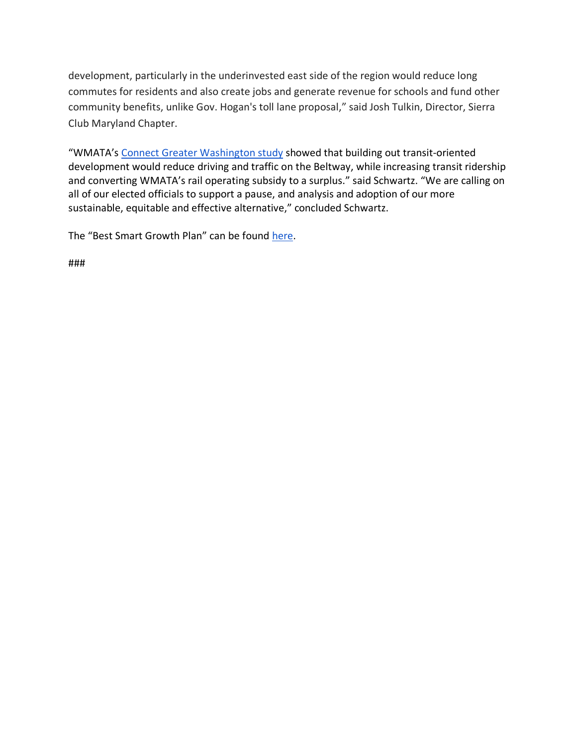development, particularly in the underinvested east side of the region would reduce long commutes for residents and also create jobs and generate revenue for schools and fund other community benefits, unlike Gov. Hogan's toll lane proposal," said Josh Tulkin, Director, Sierra Club Maryland Chapter.

"WMATA's Connect Greater Washington study showed that building out transit-oriented development would reduce driving and traffic on the Beltway, while increasing transit ridership and converting WMATA's rail operating subsidy to a surplus." said Schwartz. "We are calling on all of our elected officials to support a pause, and analysis and adoption of our more sustainable, equitable and effective alternative," concluded Schwartz.

The "Best Smart Growth Plan" can be found here.

###